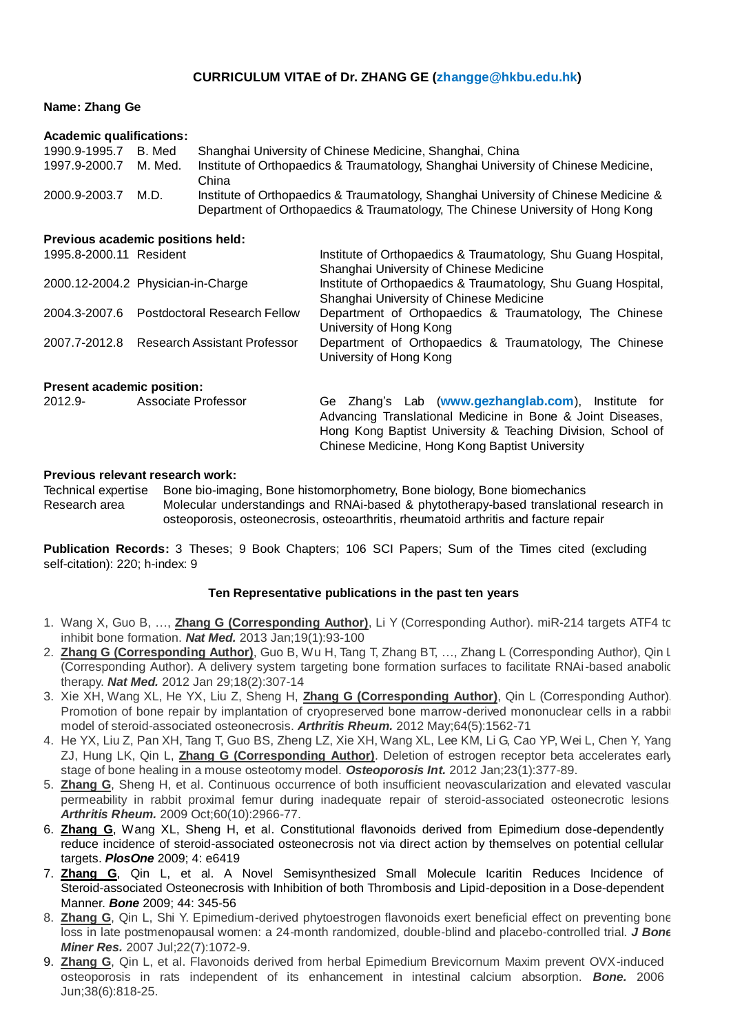**CURRICULUM VITAE of Dr. ZHANG GE (zhangge@hkbu.edu.hk)**

**Name: Zhang Ge**

**Academic qualifications:**

| | | |
|---|---|---|
| 1990.9-1995.7 | B. Med | Shanghai University of Chinese Medicine, Shanghai, China |
| 1997.9-2000.7 | M. Med. | Institute of Orthopaedics & Traumatology, Shanghai University of Chinese Medicine, China |
| 2000.9-2003.7 | M.D. | Institute of Orthopaedics & Traumatology, Shanghai University of Chinese Medicine & Department of Orthopaedics & Traumatology, The Chinese University of Hong Kong |

**Previous academic positions held:**

| | | |
|---|---|---|
| 1995.8-2000.11 | Resident | Institute of Orthopaedics & Traumatology, Shu Guang Hospital, Shanghai University of Chinese Medicine |
| 2000.12-2004.2 | Physician-in-Charge | Institute of Orthopaedics & Traumatology, Shu Guang Hospital, Shanghai University of Chinese Medicine |
| 2004.3-2007.6 | Postdoctoral Research Fellow | Department of Orthopaedics & Traumatology, The Chinese University of Hong Kong |
| 2007.7-2012.8 | Research Assistant Professor | Department of Orthopaedics & Traumatology, The Chinese University of Hong Kong |

**Present academic position:**

| | | |
|---|---|---|
| 2012.9- | Associate Professor | Ge Zhang's Lab (**www.gezhanglab.com**), Institute for Advancing Translational Medicine in Bone & Joint Diseases, Hong Kong Baptist University & Teaching Division, School of Chinese Medicine, Hong Kong Baptist University |

**Previous relevant research work:**

| | |
|---|---|
| Technical expertise | Bone bio-imaging, Bone histomorphometry, Bone biology, Bone biomechanics |
| Research area | Molecular understandings and RNAi-based & phytotherapy-based translational research in osteoporosis, osteonecrosis, osteoarthritis, rheumatoid arthritis and facture repair |

**Publication Records:** 3 Theses; 9 Book Chapters; 106 SCI Papers; Sum of the Times cited (excluding self-citation): 220; h-index: 9

**Ten Representative publications in the past ten years**

1. Wang X, Guo B, …, **Zhang G (Corresponding Author)**, Li Y (Corresponding Author). miR-214 targets ATF4 to inhibit bone formation. ***Nat Med.*** 2013 Jan;19(1):93-100
2. **Zhang G (Corresponding Author)**, Guo B, Wu H, Tang T, Zhang BT, …, Zhang L (Corresponding Author), Qin L (Corresponding Author). A delivery system targeting bone formation surfaces to facilitate RNAi-based anabolic therapy. ***Nat Med.*** 2012 Jan 29;18(2):307-14
3. Xie XH, Wang XL, He YX, Liu Z, Sheng H, **Zhang G (Corresponding Author)**, Qin L (Corresponding Author). Promotion of bone repair by implantation of cryopreserved bone marrow-derived mononuclear cells in a rabbit model of steroid-associated osteonecrosis. ***Arthritis Rheum.*** 2012 May;64(5):1562-71
4. He YX, Liu Z, Pan XH, Tang T, Guo BS, Zheng LZ, Xie XH, Wang XL, Lee KM, Li G, Cao YP, Wei L, Chen Y, Yang ZJ, Hung LK, Qin L, **Zhang G (Corresponding Author)**. Deletion of estrogen receptor beta accelerates early stage of bone healing in a mouse osteotomy model. ***Osteoporosis Int.*** 2012 Jan;23(1):377-89.
5. **Zhang G**, Sheng H, et al. Continuous occurrence of both insufficient neovascularization and elevated vascular permeability in rabbit proximal femur during inadequate repair of steroid-associated osteonecrotic lesions. ***Arthritis Rheum.*** 2009 Oct;60(10):2966-77.
6. **Zhang G**, Wang XL, Sheng H, et al. Constitutional flavonoids derived from Epimedium dose-dependently reduce incidence of steroid-associated osteonecrosis not via direct action by themselves on potential cellular targets. ***PlosOne*** 2009; 4: e6419
7. **Zhang G**, Qin L, et al. A Novel Semisynthesized Small Molecule Icaritin Reduces Incidence of Steroid-associated Osteonecrosis with Inhibition of both Thrombosis and Lipid-deposition in a Dose-dependent Manner. ***Bone*** 2009; 44: 345-56
8. **Zhang G**, Qin L, Shi Y. Epimedium-derived phytoestrogen flavonoids exert beneficial effect on preventing bone loss in late postmenopausal women: a 24-month randomized, double-blind and placebo-controlled trial. ***J Bone Miner Res.*** 2007 Jul;22(7):1072-9.
9. **Zhang G**, Qin L, et al. Flavonoids derived from herbal Epimedium Brevicornum Maxim prevent OVX-induced osteoporosis in rats independent of its enhancement in intestinal calcium absorption. ***Bone.*** 2006 Jun;38(6):818-25.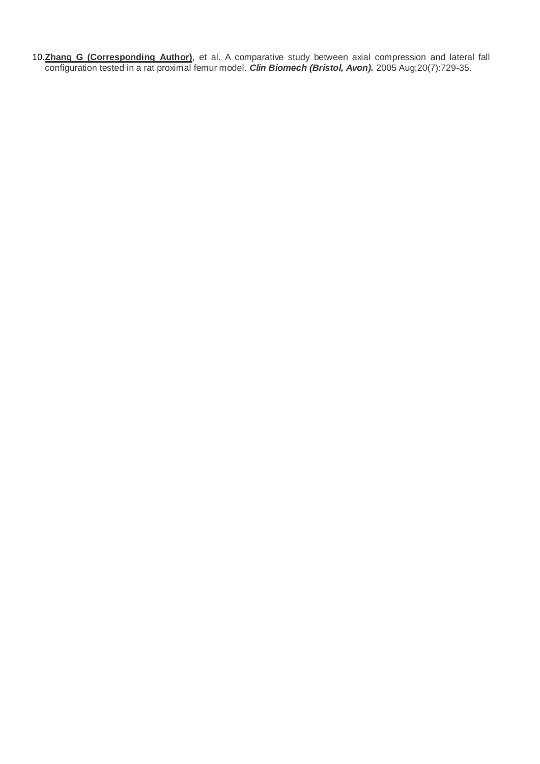10. **Zhang G (Corresponding Author)**, et al. A comparative study between axial compression and lateral fall configuration tested in a rat proximal femur model. ***Clin Biomech (Bristol, Avon).*** 2005 Aug;20(7):729-35.